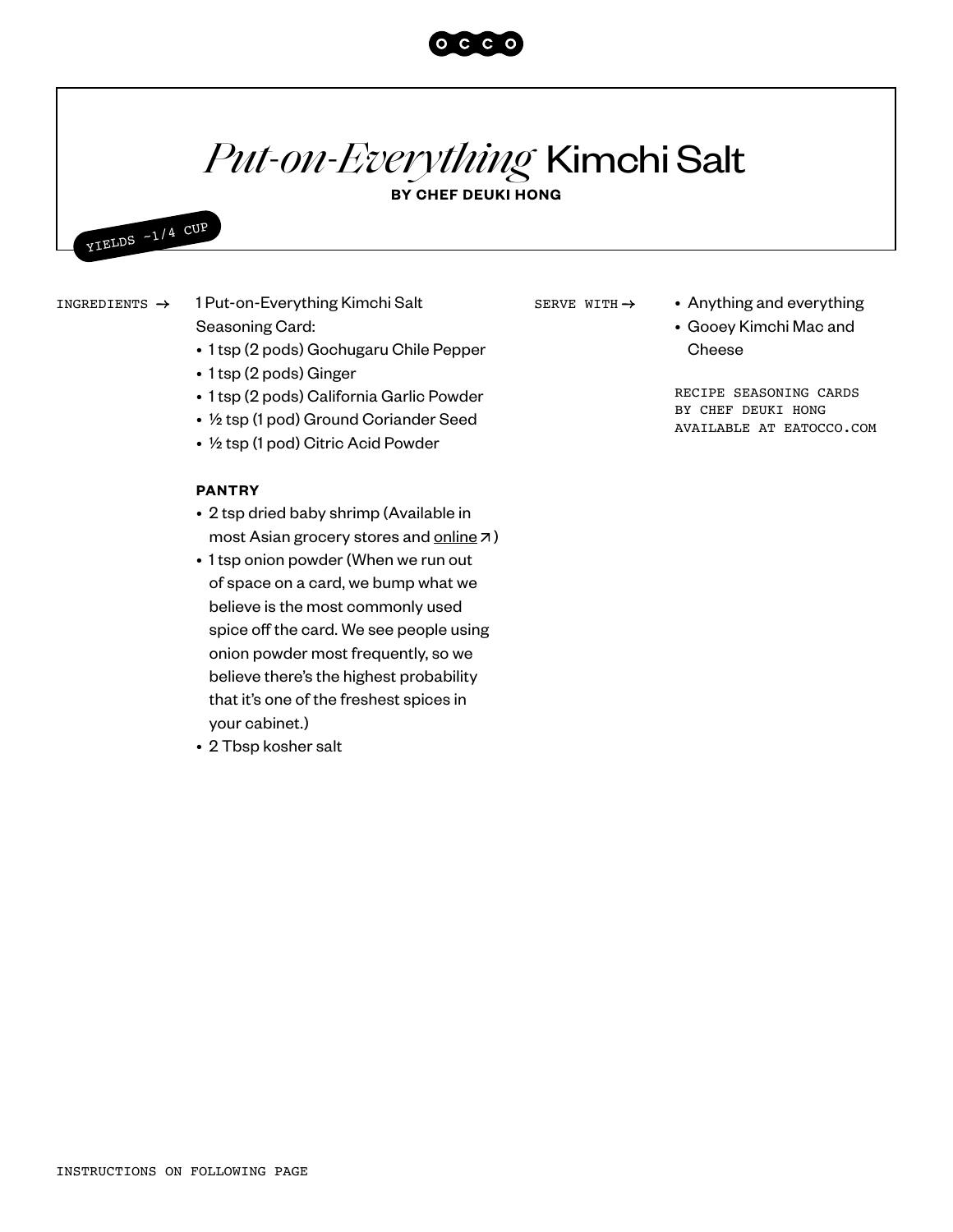OCCO

# *Put-on-Everything* Kimchi Salt

**BY CHEF DEUKI HONG**

YIELDS ~1/4 CUP

INGREDIENTS →

1 Put-on-Everything Kimchi Salt Seasoning Card:

- 1 tsp (2 pods) Gochugaru Chile Pepper
- 1 tsp (2 pods) Ginger
- 1 tsp (2 pods) California Garlic Powder
- ½ tsp (1 pod) Ground Coriander Seed
- ½ tsp (1 pod) Citric Acid Powder

**PANTRY**

- 2 tsp dried baby shrimp (Available in most Asian grocery stores and online ↗)
- 1 tsp onion powder (When we run out of space on a card, we bump what we believe is the most commonly used spice off the card. We see people using onion powder most frequently, so we believe there's the highest probability that it's one of the freshest spices in your cabinet.)
- 2 Tbsp kosher salt

SERVE WITH →

- Anything and everything
- Gooey Kimchi Mac and Cheese

RECIPE SEASONING CARDS BY CHEF DEUKI HONG AVAILABLE AT EATOCCO.COM

INSTRUCTIONS ON FOLLOWING PAGE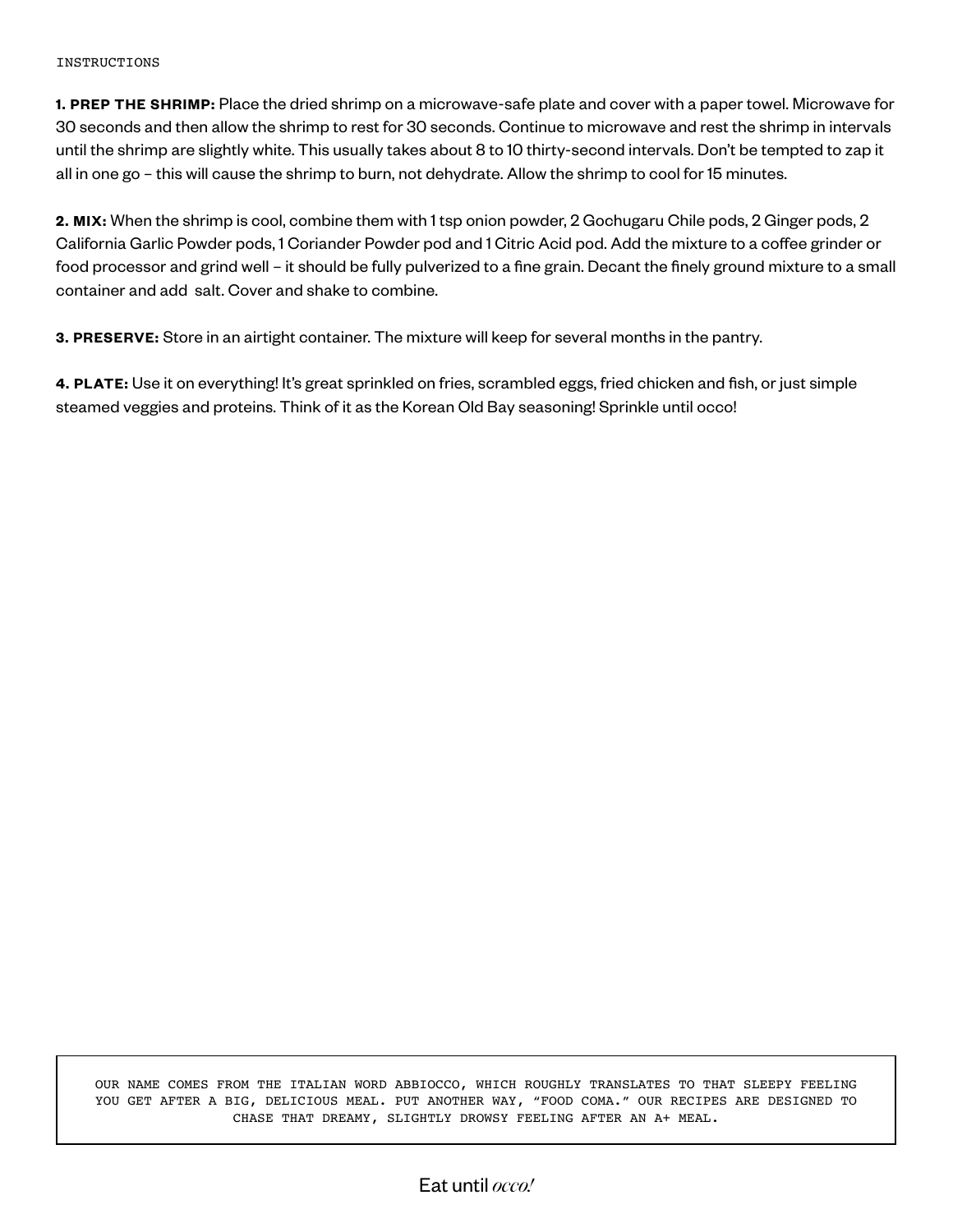INSTRUCTIONS

**1. PREP THE SHRIMP:** Place the dried shrimp on a microwave-safe plate and cover with a paper towel. Microwave for 30 seconds and then allow the shrimp to rest for 30 seconds. Continue to microwave and rest the shrimp in intervals until the shrimp are slightly white. This usually takes about 8 to 10 thirty-second intervals. Don't be tempted to zap it all in one go – this will cause the shrimp to burn, not dehydrate. Allow the shrimp to cool for 15 minutes.

**2. MIX:** When the shrimp is cool, combine them with 1 tsp onion powder, 2 Gochugaru Chile pods, 2 Ginger pods, 2 California Garlic Powder pods, 1 Coriander Powder pod and 1 Citric Acid pod. Add the mixture to a coffee grinder or food processor and grind well – it should be fully pulverized to a fine grain. Decant the finely ground mixture to a small container and add  salt. Cover and shake to combine.

**3. PRESERVE:** Store in an airtight container. The mixture will keep for several months in the pantry.

**4. PLATE:** Use it on everything! It's great sprinkled on fries, scrambled eggs, fried chicken and fish, or just simple steamed veggies and proteins. Think of it as the Korean Old Bay seasoning! Sprinkle until occo!

OUR NAME COMES FROM THE ITALIAN WORD ABBIOCCO, WHICH ROUGHLY TRANSLATES TO THAT SLEEPY FEELING YOU GET AFTER A BIG, DELICIOUS MEAL. PUT ANOTHER WAY, "FOOD COMA." OUR RECIPES ARE DESIGNED TO CHASE THAT DREAMY, SLIGHTLY DROWSY FEELING AFTER AN A+ MEAL.

Eat until *occo!*